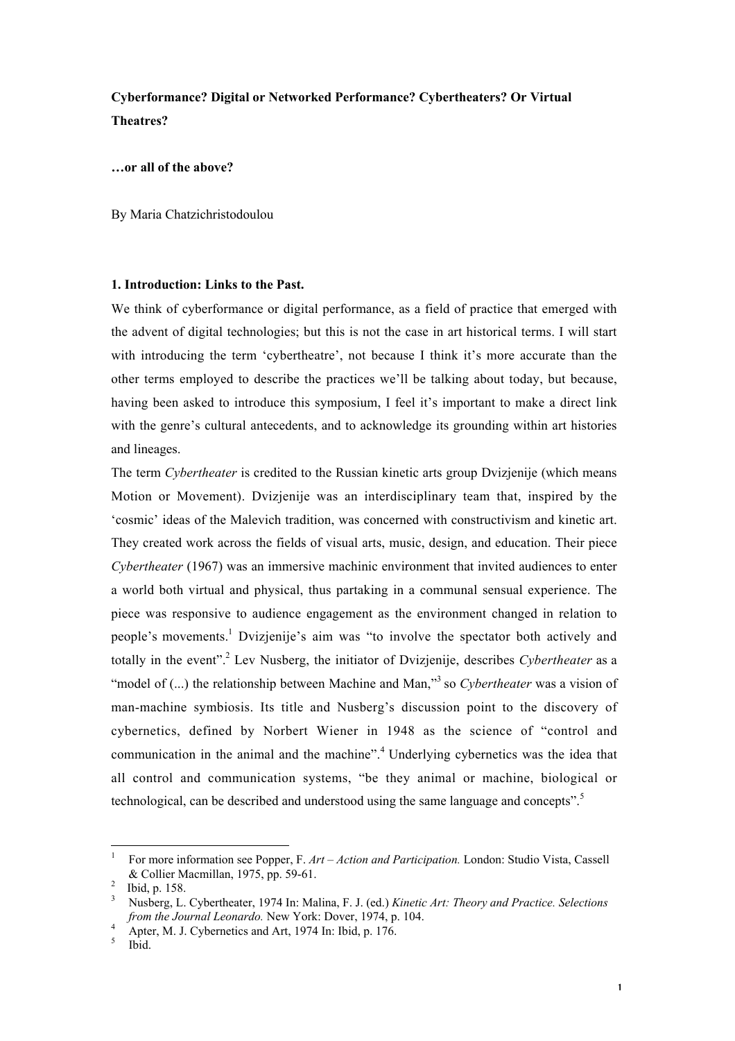**Cyberformance? Digital or Networked Performance? Cybertheaters? Or Virtual Theatres?**

**…or all of the above?**

By Maria Chatzichristodoulou

## 1. Introduction: Links to the Past.

We think of cyberformance or digital performance, as a field of practice that emerged with the advent of digital technologies; but this is not the case in art historical terms. I will start with introducing the term 'cybertheatre', not because I think it's more accurate than the other terms employed to describe the practices we'll be talking about today, but because, having been asked to introduce this symposium, I feel it's important to make a direct link with the genre's cultural antecedents, and to acknowledge its grounding within art histories and lineages.

The term *Cybertheater* is credited to the Russian kinetic arts group Dvizjenije (which means Motion or Movement). Dvizjenije was an interdisciplinary team that, inspired by the 'cosmic' ideas of the Malevich tradition, was concerned with constructivism and kinetic art. They created work across the fields of visual arts, music, design, and education. Their piece *Cybertheater* (1967) was an immersive machinic environment that invited audiences to enter a world both virtual and physical, thus partaking in a communal sensual experience. The piece was responsive to audience engagement as the environment changed in relation to people's movements.[1] Dvizjenije's aim was "to involve the spectator both actively and totally in the event".[2] Lev Nusberg, the initiator of Dvizjenije, describes *Cybertheater* as a "model of (...) the relationship between Machine and Man,"[3] so *Cybertheater* was a vision of man-machine symbiosis. Its title and Nusberg's discussion point to the discovery of cybernetics, defined by Norbert Wiener in 1948 as the science of "control and communication in the animal and the machine".[4] Underlying cybernetics was the idea that all control and communication systems, "be they animal or machine, biological or technological, can be described and understood using the same language and concepts".[5]

---

[1] For more information see Popper, F. *Art – Action and Participation.* London: Studio Vista, Cassell & Collier Macmillan, 1975, pp. 59-61.

[2] Ibid, p. 158.

[3] Nusberg, L. Cybertheater, 1974 In: Malina, F. J. (ed.) *Kinetic Art: Theory and Practice. Selections from the Journal Leonardo.* New York: Dover, 1974, p. 104.

[4] Apter, M. J. Cybernetics and Art, 1974 In: Ibid, p. 176.

[5] Ibid.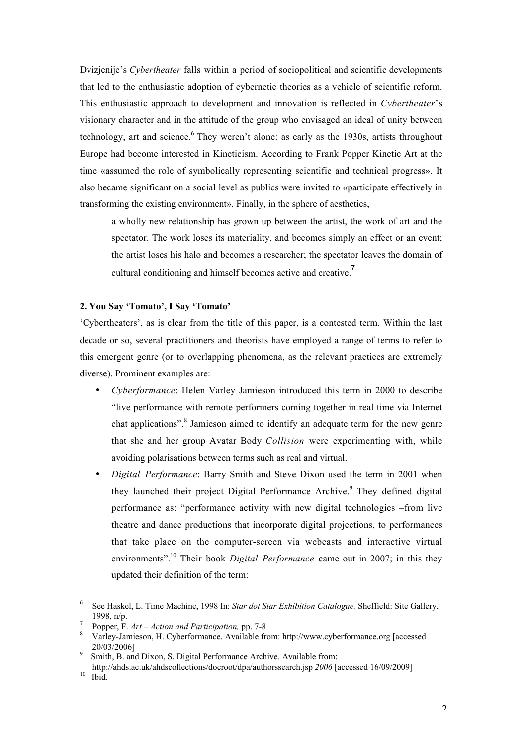Dvizjenije's *Cybertheater* falls within a period of sociopolitical and scientific developments that led to the enthusiastic adoption of cybernetic theories as a vehicle of scientific reform. This enthusiastic approach to development and innovation is reflected in *Cybertheater*'s visionary character and in the attitude of the group who envisaged an ideal of unity between technology, art and science.[6] They weren't alone: as early as the 1930s, artists throughout Europe had become interested in Kineticism. According to Frank Popper Kinetic Art at the time «assumed the role of symbolically representing scientific and technical progress». It also became significant on a social level as publics were invited to «participate effectively in transforming the existing environment». Finally, in the sphere of aesthetics,

> a wholly new relationship has grown up between the artist, the work of art and the spectator. The work loses its materiality, and becomes simply an effect or an event; the artist loses his halo and becomes a researcher; the spectator leaves the domain of cultural conditioning and himself becomes active and creative.[7]

**2. You Say 'Tomato', I Say 'Tomato'**

'Cybertheaters', as is clear from the title of this paper, is a contested term. Within the last decade or so, several practitioners and theorists have employed a range of terms to refer to this emergent genre (or to overlapping phenomena, as the relevant practices are extremely diverse). Prominent examples are:

- *Cyberformance*: Helen Varley Jamieson introduced this term in 2000 to describe "live performance with remote performers coming together in real time via Internet chat applications".[8] Jamieson aimed to identify an adequate term for the new genre that she and her group Avatar Body *Collision* were experimenting with, while avoiding polarisations between terms such as real and virtual.
- *Digital Performance*: Barry Smith and Steve Dixon used the term in 2001 when they launched their project Digital Performance Archive.[9] They defined digital performance as: "performance activity with new digital technologies –from live theatre and dance productions that incorporate digital projections, to performances that take place on the computer-screen via webcasts and interactive virtual environments".[10] Their book *Digital Performance* came out in 2007; in this they updated their definition of the term:

---

6 See Haskel, L. Time Machine, 1998 In: *Star dot Star Exhibition Catalogue.* Sheffield: Site Gallery, 1998, n/p.

7 Popper, F. *Art – Action and Participation,* pp. 7-8

8 Varley-Jamieson, H. Cyberformance. Available from: http://www.cyberformance.org [accessed 20/03/2006]

9 Smith, B. and Dixon, S. Digital Performance Archive. Available from: http://ahds.ac.uk/ahdscollections/docroot/dpa/authorssearch.jsp *2006* [accessed 16/09/2009]

10 Ibid.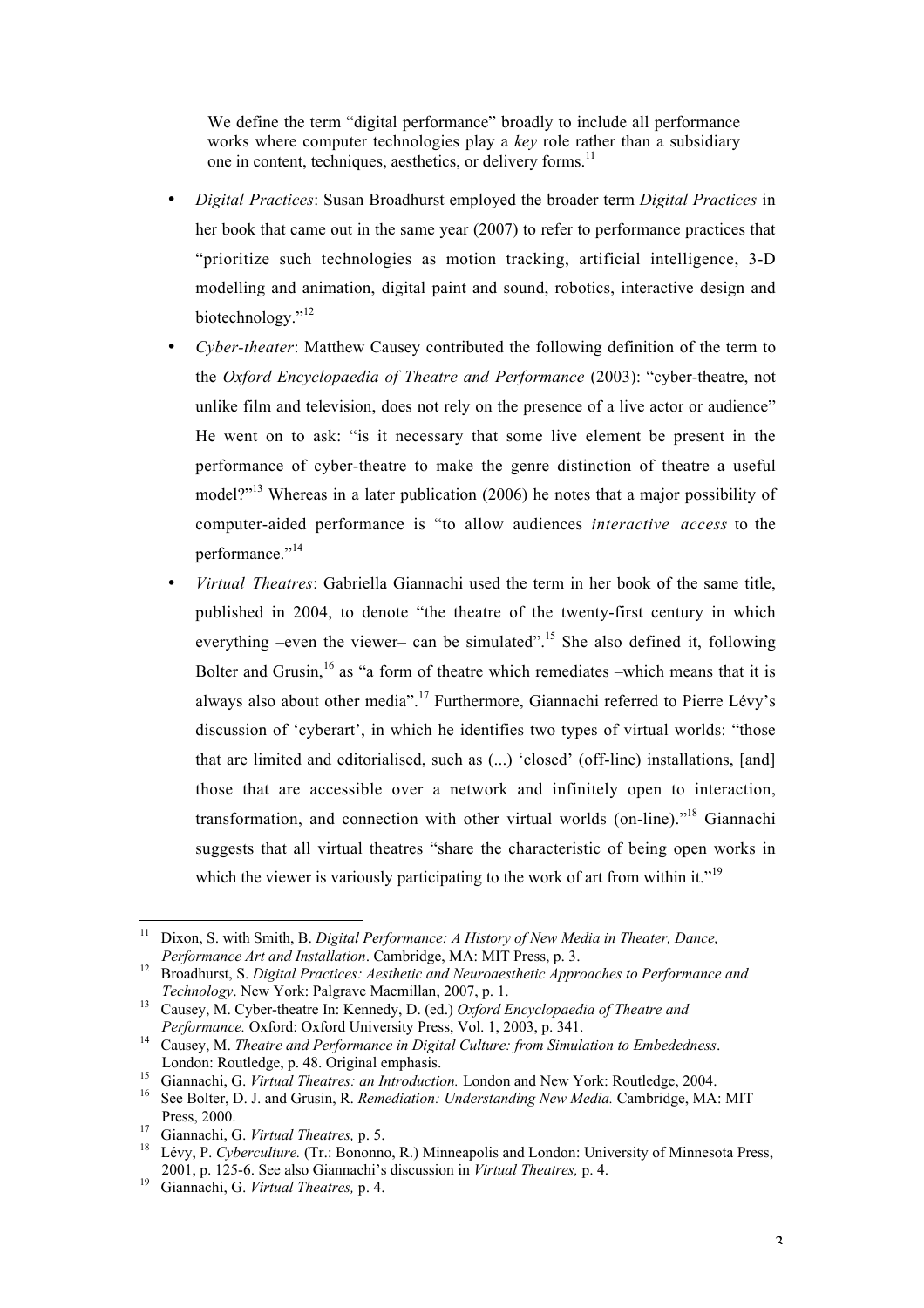> We define the term "digital performance" broadly to include all performance works where computer technologies play a *key* role rather than a subsidiary one in content, techniques, aesthetics, or delivery forms.[11]

- *Digital Practices*: Susan Broadhurst employed the broader term *Digital Practices* in her book that came out in the same year (2007) to refer to performance practices that "prioritize such technologies as motion tracking, artificial intelligence, 3-D modelling and animation, digital paint and sound, robotics, interactive design and biotechnology."[12]
- *Cyber-theater*: Matthew Causey contributed the following definition of the term to the *Oxford Encyclopaedia of Theatre and Performance* (2003): "cyber-theatre, not unlike film and television, does not rely on the presence of a live actor or audience" He went on to ask: "is it necessary that some live element be present in the performance of cyber-theatre to make the genre distinction of theatre a useful model?"[13] Whereas in a later publication (2006) he notes that a major possibility of computer-aided performance is "to allow audiences *interactive access* to the performance."[14]
- *Virtual Theatres*: Gabriella Giannachi used the term in her book of the same title, published in 2004, to denote "the theatre of the twenty-first century in which everything –even the viewer– can be simulated".[15] She also defined it, following Bolter and Grusin,[16] as "a form of theatre which remediates –which means that it is always also about other media".[17] Furthermore, Giannachi referred to Pierre Lévy's discussion of 'cyberart', in which he identifies two types of virtual worlds: "those that are limited and editorialised, such as (...) 'closed' (off-line) installations, [and] those that are accessible over a network and infinitely open to interaction, transformation, and connection with other virtual worlds (on-line)."[18] Giannachi suggests that all virtual theatres "share the characteristic of being open works in which the viewer is variously participating to the work of art from within it."[19]

---

[11] Dixon, S. with Smith, B. *Digital Performance: A History of New Media in Theater, Dance, Performance Art and Installation*. Cambridge, MA: MIT Press, p. 3.

[12] Broadhurst, S. *Digital Practices: Aesthetic and Neuroaesthetic Approaches to Performance and Technology*. New York: Palgrave Macmillan, 2007, p. 1.

[13] Causey, M. Cyber-theatre In: Kennedy, D. (ed.) *Oxford Encyclopaedia of Theatre and Performance.* Oxford: Oxford University Press, Vol. 1, 2003, p. 341.

[14] Causey, M. *Theatre and Performance in Digital Culture: from Simulation to Embededness*. London: Routledge, p. 48. Original emphasis.

[15] Giannachi, G. *Virtual Theatres: an Introduction.* London and New York: Routledge, 2004.

[16] See Bolter, D. J. and Grusin, R. *Remediation: Understanding New Media.* Cambridge, MA: MIT Press, 2000.

[17] Giannachi, G. *Virtual Theatres,* p. 5.

[18] Lévy, P. *Cyberculture.* (Tr.: Bononno, R.) Minneapolis and London: University of Minnesota Press, 2001, p. 125-6. See also Giannachi's discussion in *Virtual Theatres,* p. 4.

[19] Giannachi, G. *Virtual Theatres,* p. 4.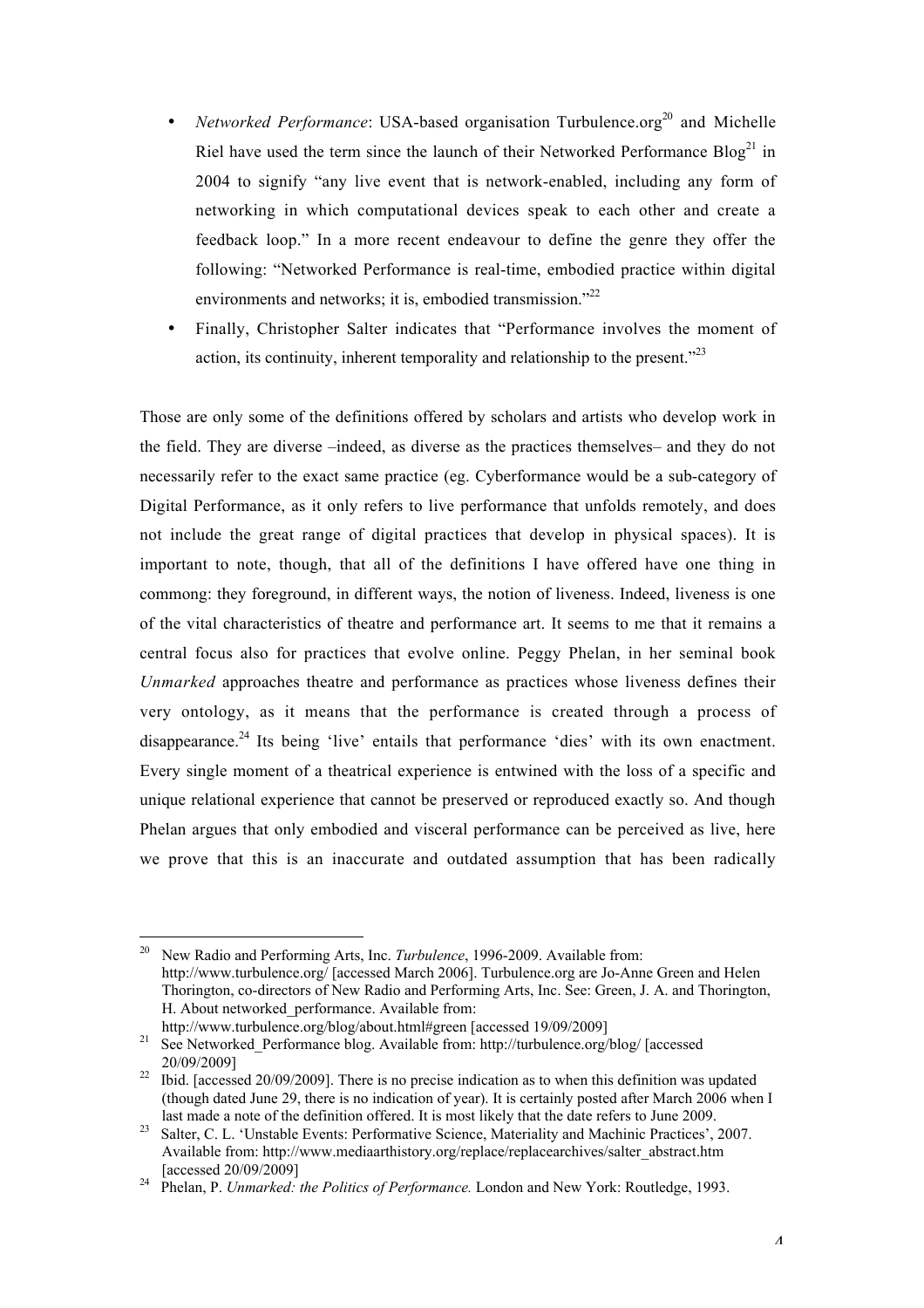- *Networked Performance*: USA-based organisation Turbulence.org[20] and Michelle Riel have used the term since the launch of their Networked Performance Blog[21] in 2004 to signify "any live event that is network-enabled, including any form of networking in which computational devices speak to each other and create a feedback loop." In a more recent endeavour to define the genre they offer the following: "Networked Performance is real-time, embodied practice within digital environments and networks; it is, embodied transmission."[22]
- Finally, Christopher Salter indicates that "Performance involves the moment of action, its continuity, inherent temporality and relationship to the present."[23]

Those are only some of the definitions offered by scholars and artists who develop work in the field. They are diverse –indeed, as diverse as the practices themselves– and they do not necessarily refer to the exact same practice (eg. Cyberformance would be a sub-category of Digital Performance, as it only refers to live performance that unfolds remotely, and does not include the great range of digital practices that develop in physical spaces). It is important to note, though, that all of the definitions I have offered have one thing in commong: they foreground, in different ways, the notion of liveness. Indeed, liveness is one of the vital characteristics of theatre and performance art. It seems to me that it remains a central focus also for practices that evolve online. Peggy Phelan, in her seminal book *Unmarked* approaches theatre and performance as practices whose liveness defines their very ontology, as it means that the performance is created through a process of disappearance.[24] Its being 'live' entails that performance 'dies' with its own enactment. Every single moment of a theatrical experience is entwined with the loss of a specific and unique relational experience that cannot be preserved or reproduced exactly so. And though Phelan argues that only embodied and visceral performance can be perceived as live, here we prove that this is an inaccurate and outdated assumption that has been radically

---

[20] New Radio and Performing Arts, Inc. *Turbulence*, 1996-2009. Available from: http://www.turbulence.org/ [accessed March 2006]. Turbulence.org are Jo-Anne Green and Helen Thorington, co-directors of New Radio and Performing Arts, Inc. See: Green, J. A. and Thorington, H. About networked_performance. Available from: http://www.turbulence.org/blog/about.html#green [accessed 19/09/2009]

[21] See Networked_Performance blog. Available from: http://turbulence.org/blog/ [accessed 20/09/2009]

[22] Ibid. [accessed 20/09/2009]. There is no precise indication as to when this definition was updated (though dated June 29, there is no indication of year). It is certainly posted after March 2006 when I last made a note of the definition offered. It is most likely that the date refers to June 2009.

[23] Salter, C. L. 'Unstable Events: Performative Science, Materiality and Machinic Practices', 2007. Available from: http://www.mediaarthistory.org/replace/replacearchives/salter_abstract.htm [accessed 20/09/2009]

[24] Phelan, P. *Unmarked: the Politics of Performance.* London and New York: Routledge, 1993.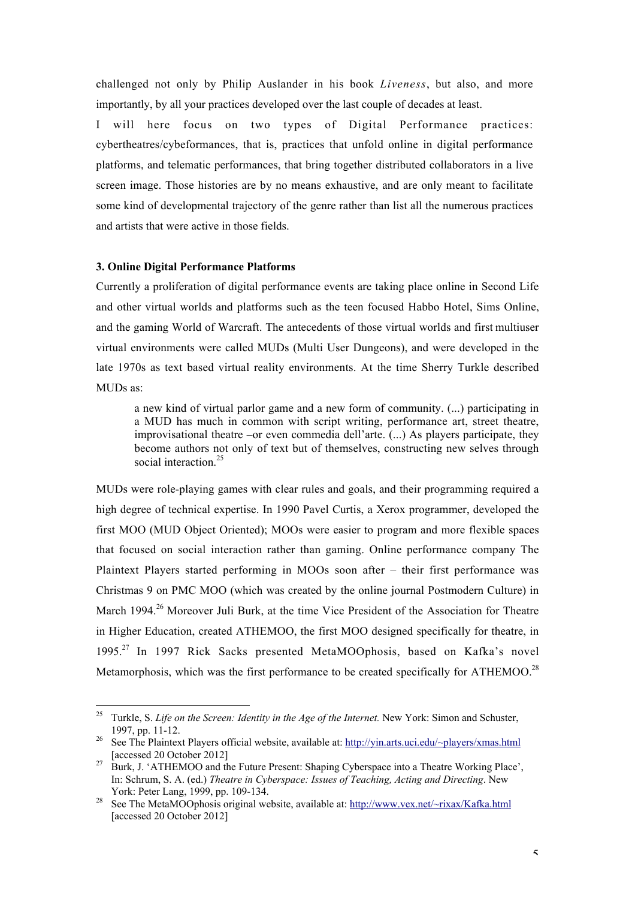challenged not only by Philip Auslander in his book *Liveness*, but also, and more importantly, by all your practices developed over the last couple of decades at least.

I will here focus on two types of Digital Performance practices: cybertheatres/cybeformances, that is, practices that unfold online in digital performance platforms, and telematic performances, that bring together distributed collaborators in a live screen image. Those histories are by no means exhaustive, and are only meant to facilitate some kind of developmental trajectory of the genre rather than list all the numerous practices and artists that were active in those fields.

### 3. Online Digital Performance Platforms

Currently a proliferation of digital performance events are taking place online in Second Life and other virtual worlds and platforms such as the teen focused Habbo Hotel, Sims Online, and the gaming World of Warcraft. The antecedents of those virtual worlds and first multiuser virtual environments were called MUDs (Multi User Dungeons), and were developed in the late 1970s as text based virtual reality environments. At the time Sherry Turkle described MUDs as:

> a new kind of virtual parlor game and a new form of community. (...) participating in a MUD has much in common with script writing, performance art, street theatre, improvisational theatre –or even commedia dell'arte. (...) As players participate, they become authors not only of text but of themselves, constructing new selves through social interaction.[25]

MUDs were role-playing games with clear rules and goals, and their programming required a high degree of technical expertise. In 1990 Pavel Curtis, a Xerox programmer, developed the first MOO (MUD Object Oriented); MOOs were easier to program and more flexible spaces that focused on social interaction rather than gaming. Online performance company The Plaintext Players started performing in MOOs soon after – their first performance was Christmas 9 on PMC MOO (which was created by the online journal Postmodern Culture) in March 1994.[26] Moreover Juli Burk, at the time Vice President of the Association for Theatre in Higher Education, created ATHEMOO, the first MOO designed specifically for theatre, in 1995.[27] In 1997 Rick Sacks presented MetaMOOphosis, based on Kafka's novel Metamorphosis, which was the first performance to be created specifically for ATHEMOO.[28]

---

[25] Turkle, S. *Life on the Screen: Identity in the Age of the Internet.* New York: Simon and Schuster, 1997, pp. 11-12.

[26] See The Plaintext Players official website, available at: http://yin.arts.uci.edu/~players/xmas.html [accessed 20 October 2012]

[27] Burk, J. 'ATHEMOO and the Future Present: Shaping Cyberspace into a Theatre Working Place', In: Schrum, S. A. (ed.) *Theatre in Cyberspace: Issues of Teaching, Acting and Directing*. New York: Peter Lang, 1999, pp. 109-134.

[28] See The MetaMOOphosis original website, available at: http://www.vex.net/~rixax/Kafka.html [accessed 20 October 2012]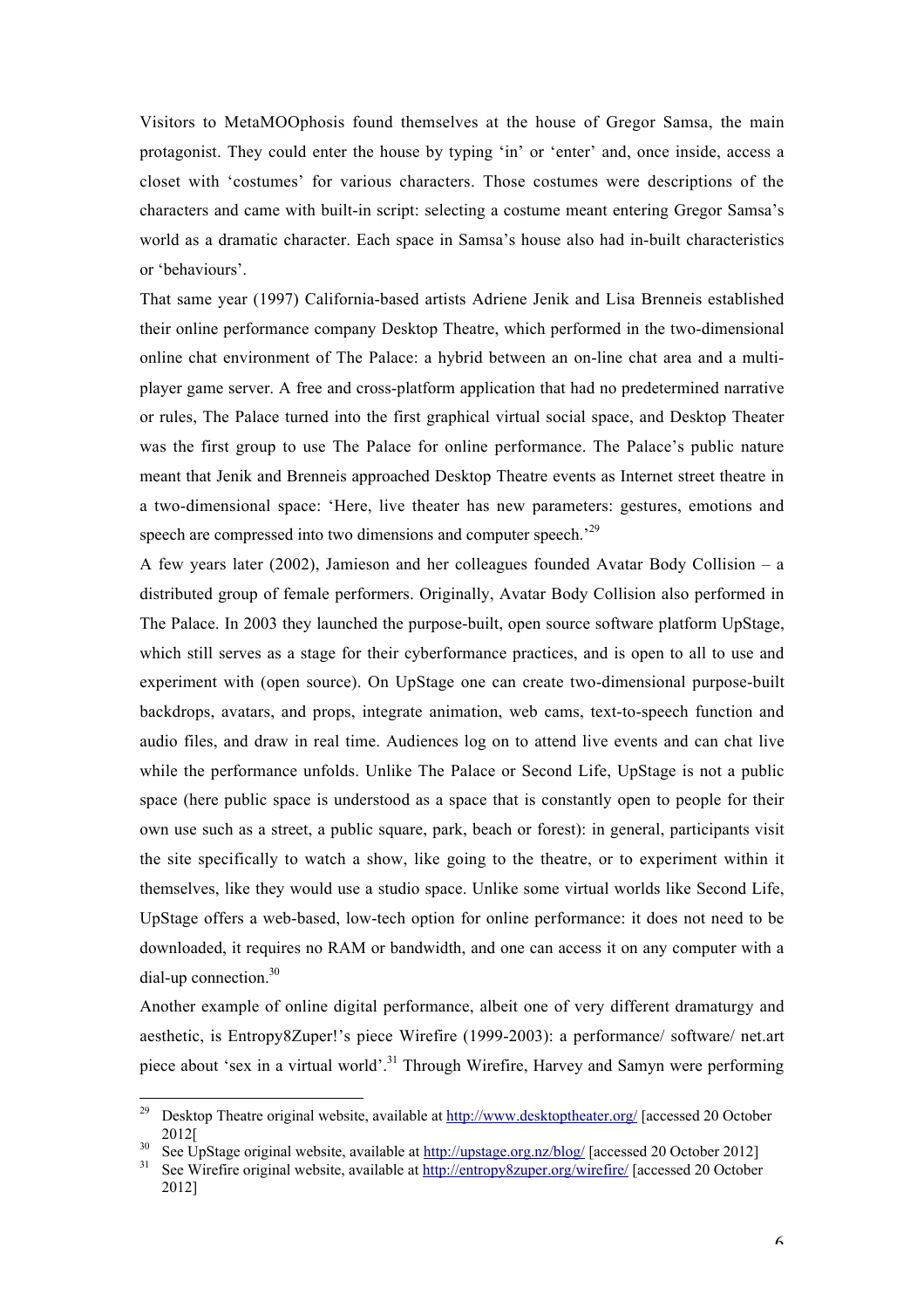Visitors to MetaMOOphosis found themselves at the house of Gregor Samsa, the main protagonist. They could enter the house by typing 'in' or 'enter' and, once inside, access a closet with 'costumes' for various characters. Those costumes were descriptions of the characters and came with built-in script: selecting a costume meant entering Gregor Samsa's world as a dramatic character. Each space in Samsa's house also had in-built characteristics or 'behaviours'.

That same year (1997) California-based artists Adriene Jenik and Lisa Brenneis established their online performance company Desktop Theatre, which performed in the two-dimensional online chat environment of The Palace: a hybrid between an on-line chat area and a multi-player game server. A free and cross-platform application that had no predetermined narrative or rules, The Palace turned into the first graphical virtual social space, and Desktop Theater was the first group to use The Palace for online performance. The Palace's public nature meant that Jenik and Brenneis approached Desktop Theatre events as Internet street theatre in a two-dimensional space: 'Here, live theater has new parameters: gestures, emotions and speech are compressed into two dimensions and computer speech.'[29]

A few years later (2002), Jamieson and her colleagues founded Avatar Body Collision – a distributed group of female performers. Originally, Avatar Body Collision also performed in The Palace. In 2003 they launched the purpose-built, open source software platform UpStage, which still serves as a stage for their cyberformance practices, and is open to all to use and experiment with (open source). On UpStage one can create two-dimensional purpose-built backdrops, avatars, and props, integrate animation, web cams, text-to-speech function and audio files, and draw in real time. Audiences log on to attend live events and can chat live while the performance unfolds. Unlike The Palace or Second Life, UpStage is not a public space (here public space is understood as a space that is constantly open to people for their own use such as a street, a public square, park, beach or forest): in general, participants visit the site specifically to watch a show, like going to the theatre, or to experiment within it themselves, like they would use a studio space. Unlike some virtual worlds like Second Life, UpStage offers a web-based, low-tech option for online performance: it does not need to be downloaded, it requires no RAM or bandwidth, and one can access it on any computer with a dial-up connection.[30]

Another example of online digital performance, albeit one of very different dramaturgy and aesthetic, is Entropy8Zuper!'s piece Wirefire (1999-2003): a performance/ software/ net.art piece about 'sex in a virtual world'.[31] Through Wirefire, Harvey and Samyn were performing

---

[29] Desktop Theatre original website, available at http://www.desktoptheater.org/ [accessed 20 October 2012[

[30] See UpStage original website, available at http://upstage.org.nz/blog/ [accessed 20 October 2012]

[31] See Wirefire original website, available at http://entropy8zuper.org/wirefire/ [accessed 20 October 2012]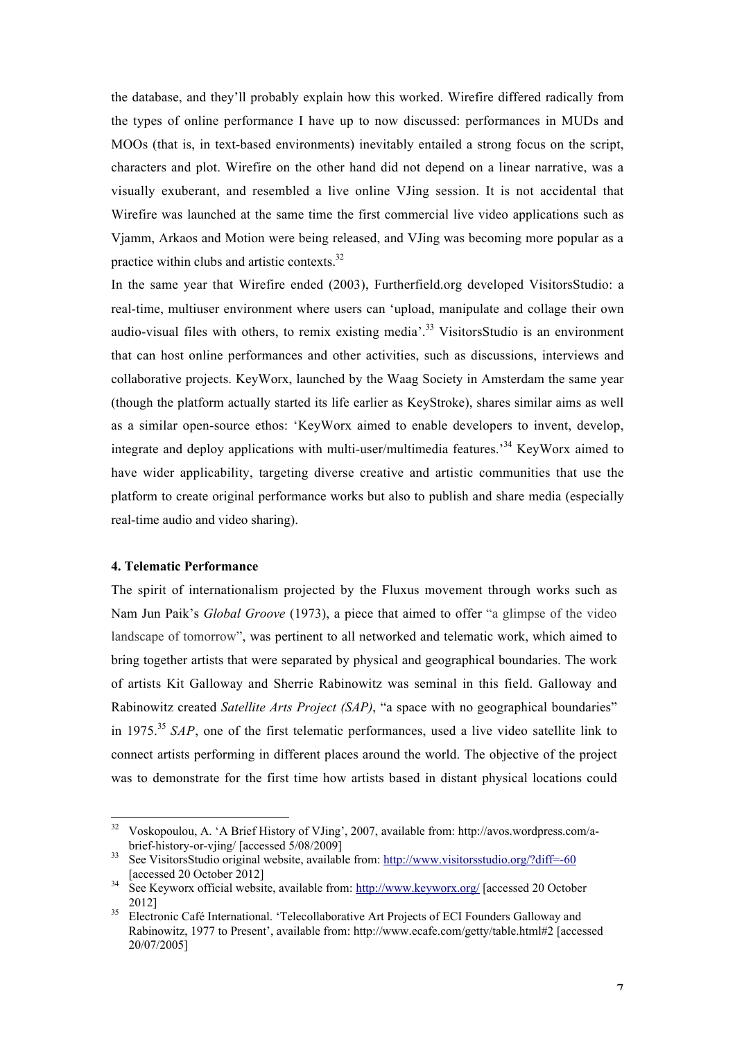the database, and they'll probably explain how this worked. Wirefire differed radically from the types of online performance I have up to now discussed: performances in MUDs and MOOs (that is, in text-based environments) inevitably entailed a strong focus on the script, characters and plot. Wirefire on the other hand did not depend on a linear narrative, was a visually exuberant, and resembled a live online VJing session. It is not accidental that Wirefire was launched at the same time the first commercial live video applications such as Vjamm, Arkaos and Motion were being released, and VJing was becoming more popular as a practice within clubs and artistic contexts.[32]

In the same year that Wirefire ended (2003), Furtherfield.org developed VisitorsStudio: a real-time, multiuser environment where users can 'upload, manipulate and collage their own audio-visual files with others, to remix existing media'.[33] VisitorsStudio is an environment that can host online performances and other activities, such as discussions, interviews and collaborative projects. KeyWorx, launched by the Waag Society in Amsterdam the same year (though the platform actually started its life earlier as KeyStroke), shares similar aims as well as a similar open-source ethos: 'KeyWorx aimed to enable developers to invent, develop, integrate and deploy applications with multi-user/multimedia features.'[34] KeyWorx aimed to have wider applicability, targeting diverse creative and artistic communities that use the platform to create original performance works but also to publish and share media (especially real-time audio and video sharing).

**4. Telematic Performance**

The spirit of internationalism projected by the Fluxus movement through works such as Nam Jun Paik's *Global Groove* (1973), a piece that aimed to offer "a glimpse of the video landscape of tomorrow", was pertinent to all networked and telematic work, which aimed to bring together artists that were separated by physical and geographical boundaries. The work of artists Kit Galloway and Sherrie Rabinowitz was seminal in this field. Galloway and Rabinowitz created *Satellite Arts Project (SAP)*, "a space with no geographical boundaries" in 1975.[35] *SAP*, one of the first telematic performances, used a live video satellite link to connect artists performing in different places around the world. The objective of the project was to demonstrate for the first time how artists based in distant physical locations could

---

[32] Voskopoulou, A. 'A Brief History of VJing', 2007, available from: http://avos.wordpress.com/a-brief-history-or-vjing/ [accessed 5/08/2009]

[33] See VisitorsStudio original website, available from: http://www.visitorsstudio.org/?diff=-60 [accessed 20 October 2012]

[34] See Keyworx official website, available from: http://www.keyworx.org/ [accessed 20 October 2012]

[35] Electronic Café International. 'Telecollaborative Art Projects of ECI Founders Galloway and Rabinowitz, 1977 to Present', available from: http://www.ecafe.com/getty/table.html#2 [accessed 20/07/2005]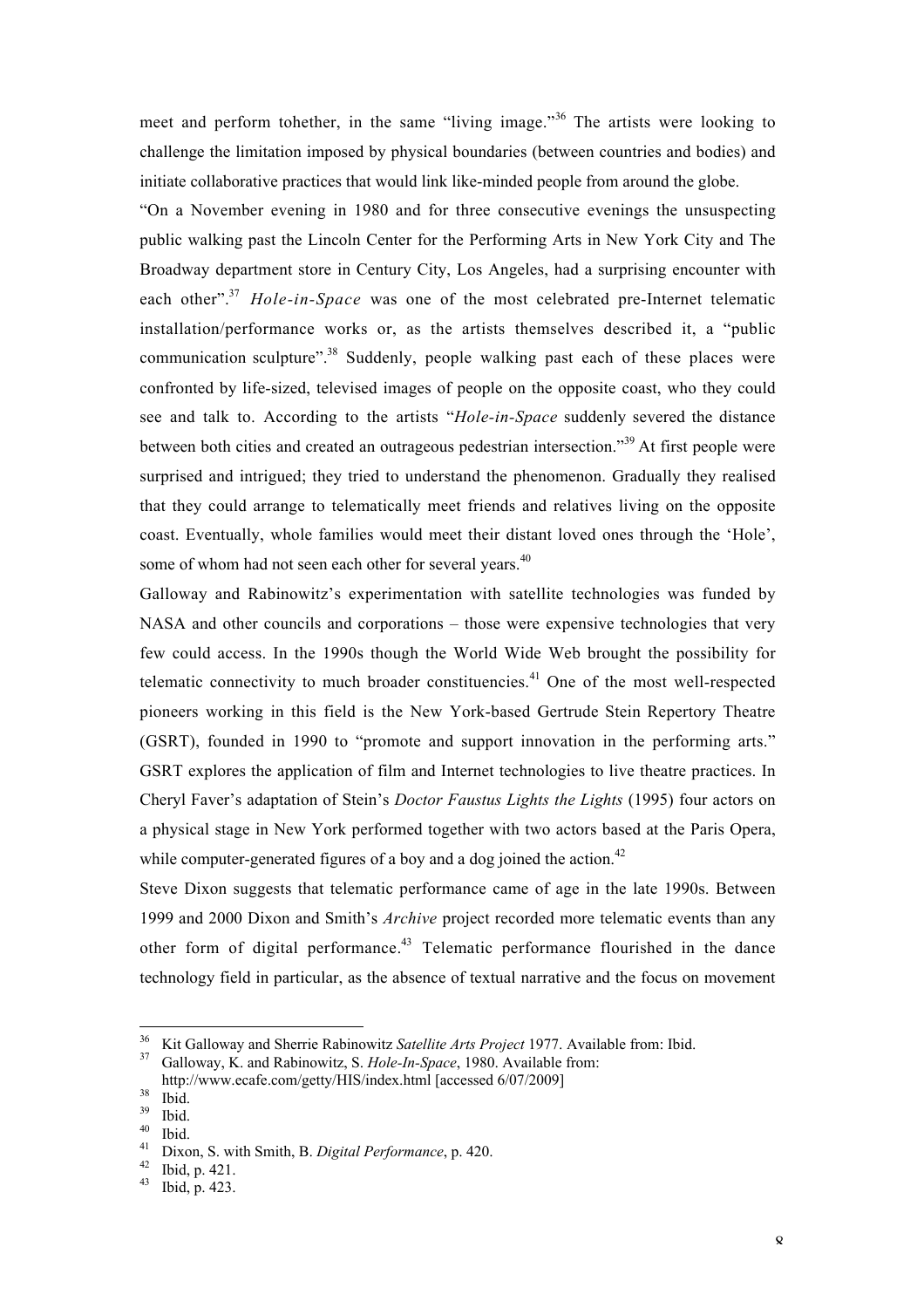meet and perform tohether, in the same "living image."[36] The artists were looking to challenge the limitation imposed by physical boundaries (between countries and bodies) and initiate collaborative practices that would link like-minded people from around the globe.

"On a November evening in 1980 and for three consecutive evenings the unsuspecting public walking past the Lincoln Center for the Performing Arts in New York City and The Broadway department store in Century City, Los Angeles, had a surprising encounter with each other".[37] *Hole-in-Space* was one of the most celebrated pre-Internet telematic installation/performance works or, as the artists themselves described it, a "public communication sculpture".[38] Suddenly, people walking past each of these places were confronted by life-sized, televised images of people on the opposite coast, who they could see and talk to. According to the artists "*Hole-in-Space* suddenly severed the distance between both cities and created an outrageous pedestrian intersection."[39] At first people were surprised and intrigued; they tried to understand the phenomenon. Gradually they realised that they could arrange to telematically meet friends and relatives living on the opposite coast. Eventually, whole families would meet their distant loved ones through the 'Hole', some of whom had not seen each other for several years.[40]

Galloway and Rabinowitz's experimentation with satellite technologies was funded by NASA and other councils and corporations – those were expensive technologies that very few could access. In the 1990s though the World Wide Web brought the possibility for telematic connectivity to much broader constituencies.[41] One of the most well-respected pioneers working in this field is the New York-based Gertrude Stein Repertory Theatre (GSRT), founded in 1990 to "promote and support innovation in the performing arts." GSRT explores the application of film and Internet technologies to live theatre practices. In Cheryl Faver's adaptation of Stein's *Doctor Faustus Lights the Lights* (1995) four actors on a physical stage in New York performed together with two actors based at the Paris Opera, while computer-generated figures of a boy and a dog joined the action.[42]

Steve Dixon suggests that telematic performance came of age in the late 1990s. Between 1999 and 2000 Dixon and Smith's *Archive* project recorded more telematic events than any other form of digital performance.[43] Telematic performance flourished in the dance technology field in particular, as the absence of textual narrative and the focus on movement

---

[36] Kit Galloway and Sherrie Rabinowitz *Satellite Arts Project* 1977. Available from: Ibid.

[37] Galloway, K. and Rabinowitz, S. *Hole-In-Space*, 1980. Available from: http://www.ecafe.com/getty/HIS/index.html [accessed 6/07/2009]

[38] Ibid.

[39] Ibid.

[40] Ibid.

[41] Dixon, S. with Smith, B. *Digital Performance*, p. 420.

[42] Ibid, p. 421.

[43] Ibid, p. 423.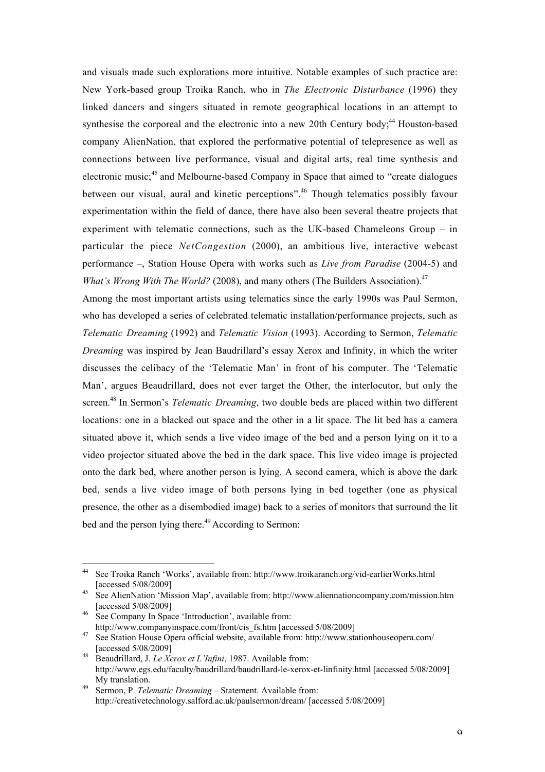and visuals made such explorations more intuitive. Notable examples of such practice are: New York-based group Troika Ranch, who in *The Electronic Disturbance* (1996) they linked dancers and singers situated in remote geographical locations in an attempt to synthesise the corporeal and the electronic into a new 20th Century body;[44] Houston-based company AlienNation, that explored the performative potential of telepresence as well as connections between live performance, visual and digital arts, real time synthesis and electronic music;[45] and Melbourne-based Company in Space that aimed to "create dialogues between our visual, aural and kinetic perceptions".[46] Though telematics possibly favour experimentation within the field of dance, there have also been several theatre projects that experiment with telematic connections, such as the UK-based Chameleons Group – in particular the piece *NetCongestion* (2000), an ambitious live, interactive webcast performance –, Station House Opera with works such as *Live from Paradise* (2004-5) and *What's Wrong With The World?* (2008), and many others (The Builders Association).[47]

Among the most important artists using telematics since the early 1990s was Paul Sermon, who has developed a series of celebrated telematic installation/performance projects, such as *Telematic Dreaming* (1992) and *Telematic Vision* (1993). According to Sermon, *Telematic Dreaming* was inspired by Jean Baudrillard's essay Xerox and Infinity, in which the writer discusses the celibacy of the 'Telematic Man' in front of his computer. The 'Telematic Man', argues Beaudrillard, does not ever target the Other, the interlocutor, but only the screen.[48] In Sermon's *Telematic Dreaming*, two double beds are placed within two different locations: one in a blacked out space and the other in a lit space. The lit bed has a camera situated above it, which sends a live video image of the bed and a person lying on it to a video projector situated above the bed in the dark space. This live video image is projected onto the dark bed, where another person is lying. A second camera, which is above the dark bed, sends a live video image of both persons lying in bed together (one as physical presence, the other as a disembodied image) back to a series of monitors that surround the lit bed and the person lying there.[49] According to Sermon:

---

[44] See Troika Ranch 'Works', available from: http://www.troikaranch.org/vid-earlierWorks.html [accessed 5/08/2009]

[45] See AlienNation 'Mission Map', available from: http://www.aliennationcompany.com/mission.htm [accessed 5/08/2009]

[46] See Company In Space 'Introduction', available from: http://www.companyinspace.com/front/cis_fs.htm [accessed 5/08/2009]

[47] See Station House Opera official website, available from: http://www.stationhouseopera.com/ [accessed 5/08/2009]

[48] Beaudrillard, J. *Le Xerox et L'Infini*, 1987. Available from: http://www.egs.edu/faculty/baudrillard/baudrillard-le-xerox-et-linfinity.html [accessed 5/08/2009] My translation.

[49] Sermon, P. *Telematic Dreaming* – Statement. Available from: http://creativetechnology.salford.ac.uk/paulsermon/dream/ [accessed 5/08/2009]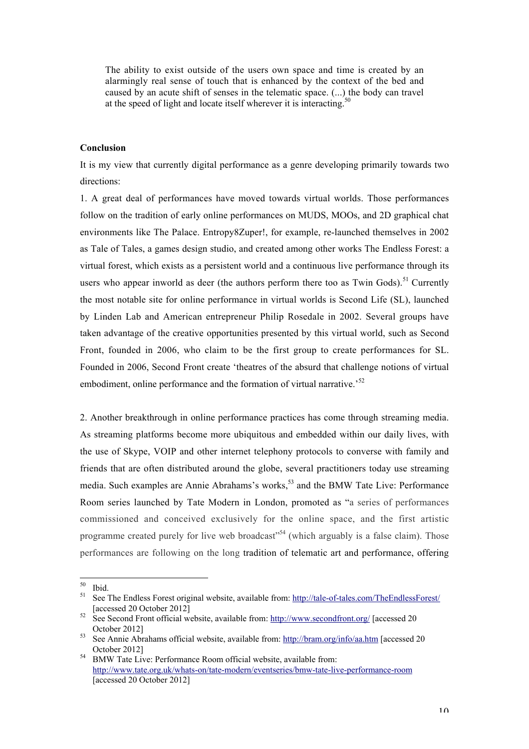> The ability to exist outside of the users own space and time is created by an alarmingly real sense of touch that is enhanced by the context of the bed and caused by an acute shift of senses in the telematic space. (...) the body can travel at the speed of light and locate itself wherever it is interacting.[50]

**Conclusion**

It is my view that currently digital performance as a genre developing primarily towards two directions:

1. A great deal of performances have moved towards virtual worlds. Those performances follow on the tradition of early online performances on MUDS, MOOs, and 2D graphical chat environments like The Palace. Entropy8Zuper!, for example, re-launched themselves in 2002 as Tale of Tales, a games design studio, and created among other works The Endless Forest: a virtual forest, which exists as a persistent world and a continuous live performance through its users who appear inworld as deer (the authors perform there too as Twin Gods).[51] Currently the most notable site for online performance in virtual worlds is Second Life (SL), launched by Linden Lab and American entrepreneur Philip Rosedale in 2002. Several groups have taken advantage of the creative opportunities presented by this virtual world, such as Second Front, founded in 2006, who claim to be the first group to create performances for SL. Founded in 2006, Second Front create 'theatres of the absurd that challenge notions of virtual embodiment, online performance and the formation of virtual narrative.'[52]

2. Another breakthrough in online performance practices has come through streaming media. As streaming platforms become more ubiquitous and embedded within our daily lives, with the use of Skype, VOIP and other internet telephony protocols to converse with family and friends that are often distributed around the globe, several practitioners today use streaming media. Such examples are Annie Abrahams's works,[53] and the BMW Tate Live: Performance Room series launched by Tate Modern in London, promoted as "a series of performances commissioned and conceived exclusively for the online space, and the first artistic programme created purely for live web broadcast"[54] (which arguably is a false claim). Those performances are following on the long tradition of telematic art and performance, offering

---

[50] Ibid.

[51] See The Endless Forest original website, available from: http://tale-of-tales.com/TheEndlessForest/ [accessed 20 October 2012]

[52] See Second Front official website, available from: http://www.secondfront.org/ [accessed 20 October 2012]

[53] See Annie Abrahams official website, available from: http://bram.org/info/aa.htm [accessed 20 October 2012]

[54] BMW Tate Live: Performance Room official website, available from: http://www.tate.org.uk/whats-on/tate-modern/eventseries/bmw-tate-live-performance-room [accessed 20 October 2012]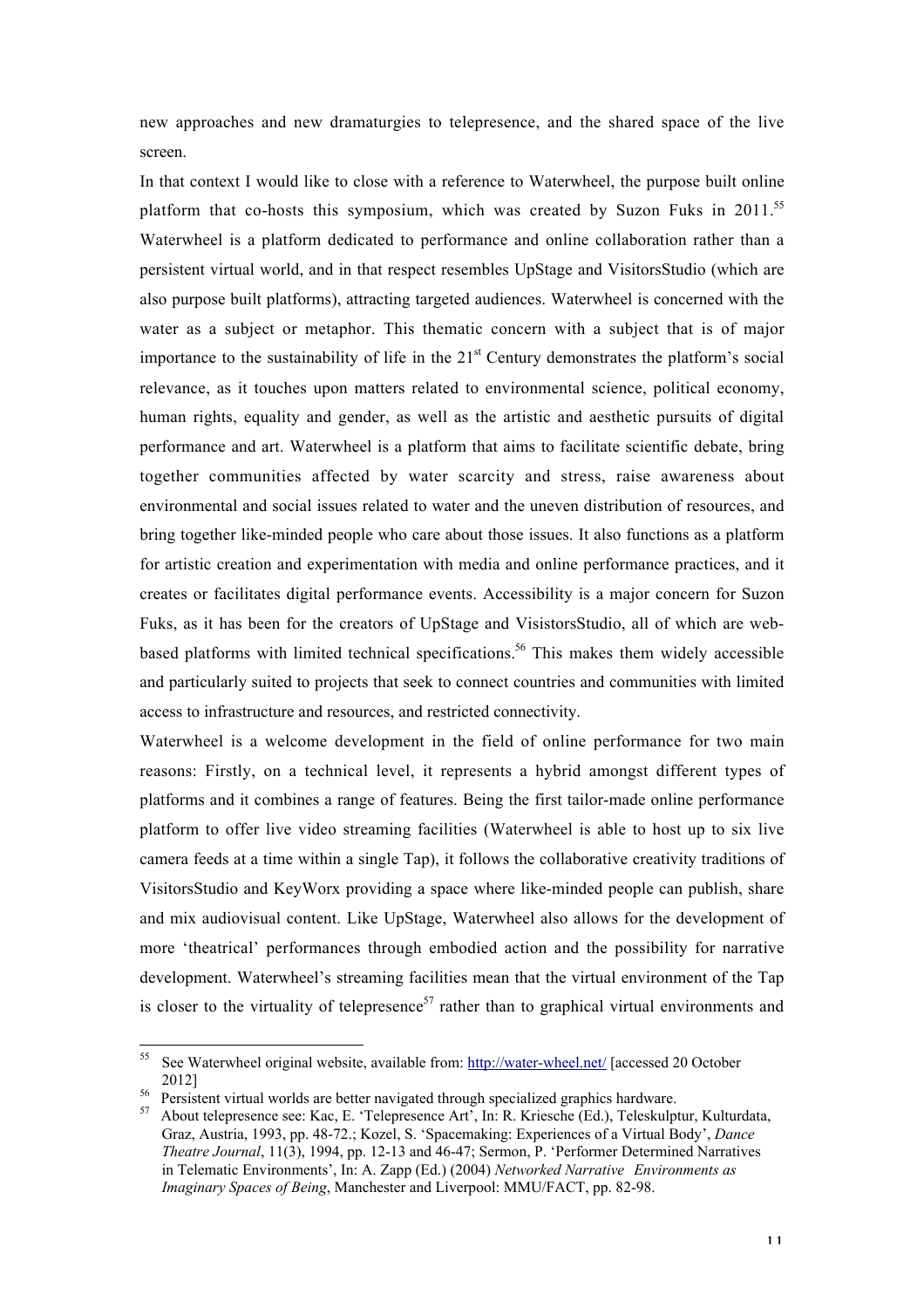new approaches and new dramaturgies to telepresence, and the shared space of the live screen.

In that context I would like to close with a reference to Waterwheel, the purpose built online platform that co-hosts this symposium, which was created by Suzon Fuks in 2011.[55] Waterwheel is a platform dedicated to performance and online collaboration rather than a persistent virtual world, and in that respect resembles UpStage and VisitorsStudio (which are also purpose built platforms), attracting targeted audiences. Waterwheel is concerned with the water as a subject or metaphor. This thematic concern with a subject that is of major importance to the sustainability of life in the 21st Century demonstrates the platform's social relevance, as it touches upon matters related to environmental science, political economy, human rights, equality and gender, as well as the artistic and aesthetic pursuits of digital performance and art. Waterwheel is a platform that aims to facilitate scientific debate, bring together communities affected by water scarcity and stress, raise awareness about environmental and social issues related to water and the uneven distribution of resources, and bring together like-minded people who care about those issues. It also functions as a platform for artistic creation and experimentation with media and online performance practices, and it creates or facilitates digital performance events. Accessibility is a major concern for Suzon Fuks, as it has been for the creators of UpStage and VisistorsStudio, all of which are web-based platforms with limited technical specifications.[56] This makes them widely accessible and particularly suited to projects that seek to connect countries and communities with limited access to infrastructure and resources, and restricted connectivity.

Waterwheel is a welcome development in the field of online performance for two main reasons: Firstly, on a technical level, it represents a hybrid amongst different types of platforms and it combines a range of features. Being the first tailor-made online performance platform to offer live video streaming facilities (Waterwheel is able to host up to six live camera feeds at a time within a single Tap), it follows the collaborative creativity traditions of VisitorsStudio and KeyWorx providing a space where like-minded people can publish, share and mix audiovisual content. Like UpStage, Waterwheel also allows for the development of more 'theatrical' performances through embodied action and the possibility for narrative development. Waterwheel's streaming facilities mean that the virtual environment of the Tap is closer to the virtuality of telepresence[57] rather than to graphical virtual environments and

---

[55] See Waterwheel original website, available from: http://water-wheel.net/ [accessed 20 October 2012]

[56] Persistent virtual worlds are better navigated through specialized graphics hardware.

[57] About telepresence see: Kac, E. 'Telepresence Art', In: R. Kriesche (Ed.), Teleskulptur, Kulturdata, Graz, Austria, 1993, pp. 48-72.; Kozel, S. 'Spacemaking: Experiences of a Virtual Body', *Dance Theatre Journal*, 11(3), 1994, pp. 12-13 and 46-47; Sermon, P. 'Performer Determined Narratives in Telematic Environments', In: A. Zapp (Ed.) (2004) *Networked Narrative Environments as Imaginary Spaces of Being*, Manchester and Liverpool: MMU/FACT, pp. 82-98.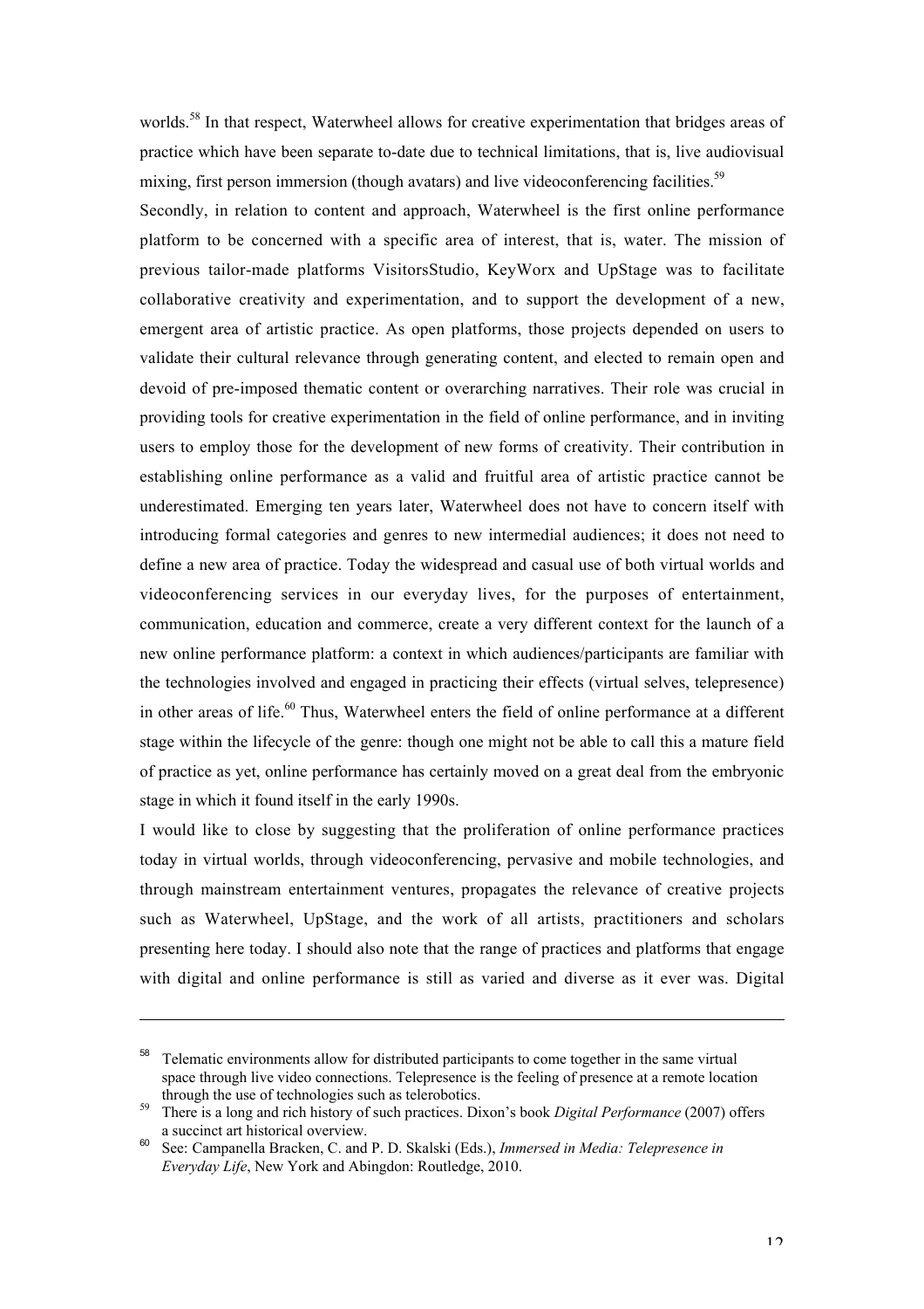worlds.[58] In that respect, Waterwheel allows for creative experimentation that bridges areas of practice which have been separate to-date due to technical limitations, that is, live audiovisual mixing, first person immersion (though avatars) and live videoconferencing facilities.[59]

Secondly, in relation to content and approach, Waterwheel is the first online performance platform to be concerned with a specific area of interest, that is, water. The mission of previous tailor-made platforms VisitorsStudio, KeyWorx and UpStage was to facilitate collaborative creativity and experimentation, and to support the development of a new, emergent area of artistic practice. As open platforms, those projects depended on users to validate their cultural relevance through generating content, and elected to remain open and devoid of pre-imposed thematic content or overarching narratives. Their role was crucial in providing tools for creative experimentation in the field of online performance, and in inviting users to employ those for the development of new forms of creativity. Their contribution in establishing online performance as a valid and fruitful area of artistic practice cannot be underestimated. Emerging ten years later, Waterwheel does not have to concern itself with introducing formal categories and genres to new intermedial audiences; it does not need to define a new area of practice. Today the widespread and casual use of both virtual worlds and videoconferencing services in our everyday lives, for the purposes of entertainment, communication, education and commerce, create a very different context for the launch of a new online performance platform: a context in which audiences/participants are familiar with the technologies involved and engaged in practicing their effects (virtual selves, telepresence) in other areas of life.[60] Thus, Waterwheel enters the field of online performance at a different stage within the lifecycle of the genre: though one might not be able to call this a mature field of practice as yet, online performance has certainly moved on a great deal from the embryonic stage in which it found itself in the early 1990s.

I would like to close by suggesting that the proliferation of online performance practices today in virtual worlds, through videoconferencing, pervasive and mobile technologies, and through mainstream entertainment ventures, propagates the relevance of creative projects such as Waterwheel, UpStage, and the work of all artists, practitioners and scholars presenting here today. I should also note that the range of practices and platforms that engage with digital and online performance is still as varied and diverse as it ever was. Digital

---

[58] Telematic environments allow for distributed participants to come together in the same virtual space through live video connections. Telepresence is the feeling of presence at a remote location through the use of technologies such as telerobotics.

[59] There is a long and rich history of such practices. Dixon's book *Digital Performance* (2007) offers a succinct art historical overview.

[60] See: Campanella Bracken, C. and P. D. Skalski (Eds.), *Immersed in Media: Telepresence in Everyday Life*, New York and Abingdon: Routledge, 2010.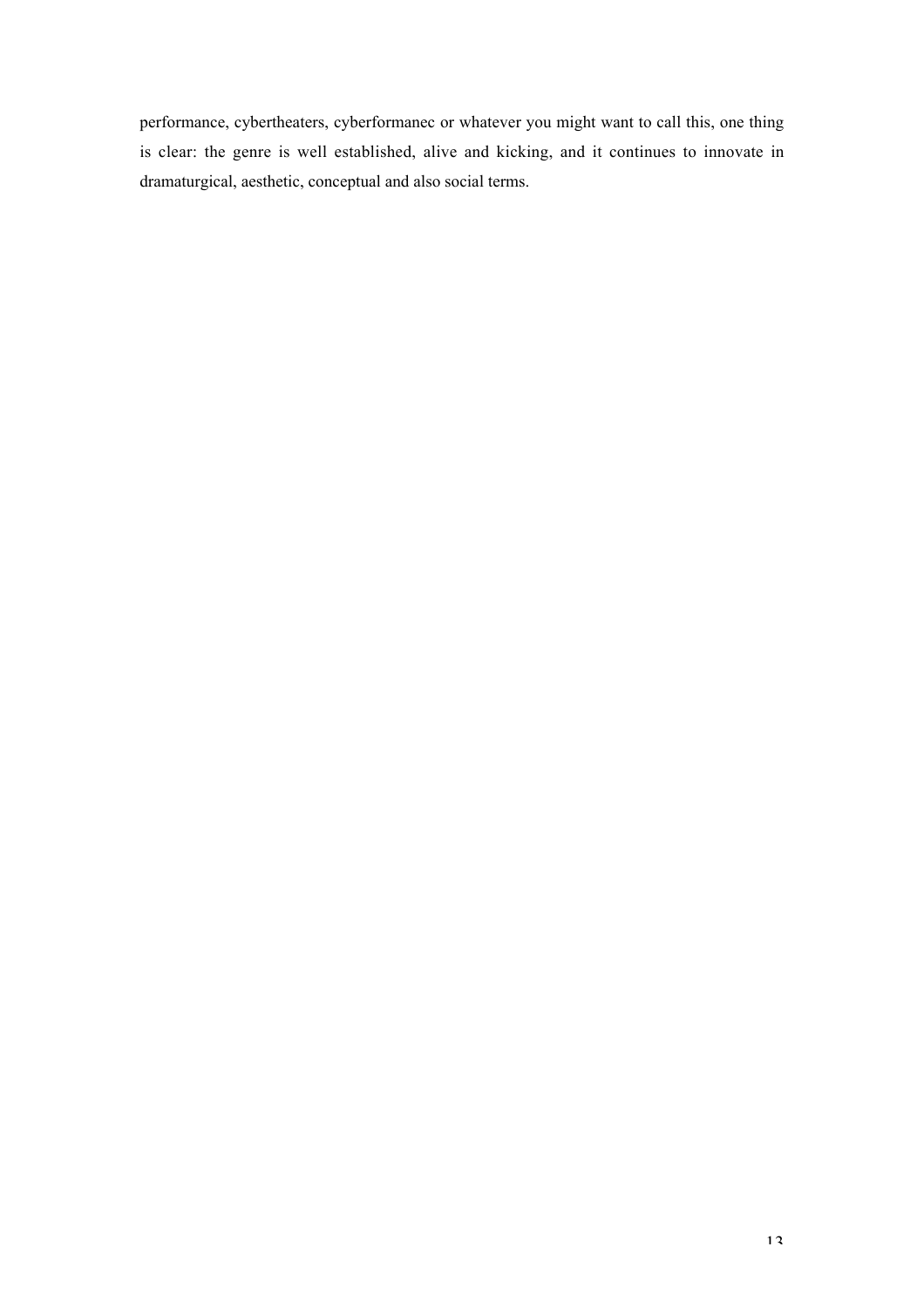performance, cybertheaters, cyberformanec or whatever you might want to call this, one thing is clear: the genre is well established, alive and kicking, and it continues to innovate in dramaturgical, aesthetic, conceptual and also social terms.